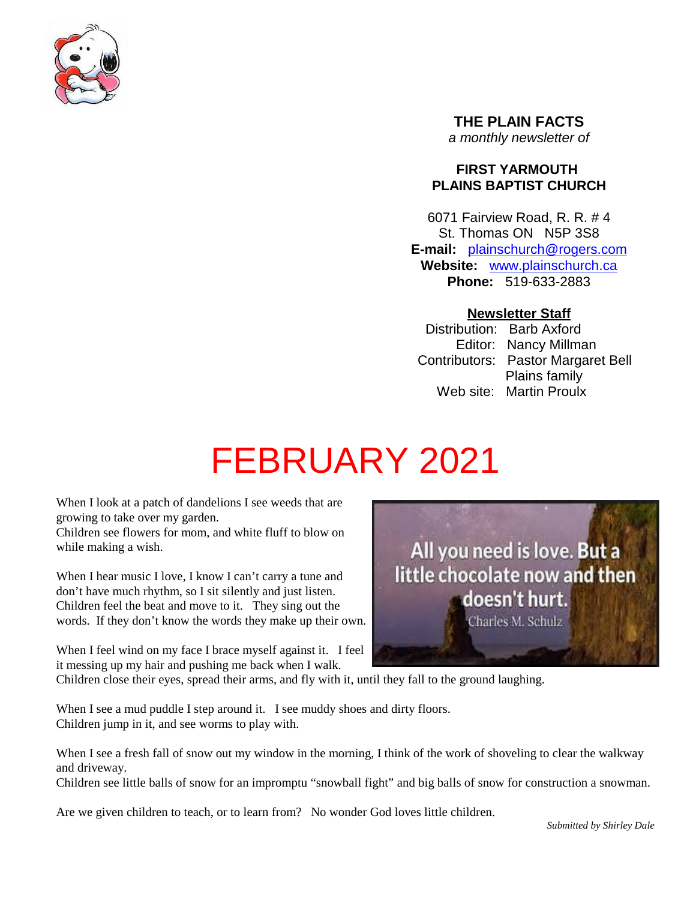**THE PLAIN FACTS**
*a monthly newsletter of*

**FIRST YARMOUTH PLAINS BAPTIST CHURCH**

6071 Fairview Road, R. R. # 4
St. Thomas ON N5P 3S8
**E-mail:** plainschurch@rogers.com
**Website:** www.plainschurch.ca
**Phone:** 519-633-2883

**Newsletter Staff**
Distribution: Barb Axford
Editor: Nancy Millman
Contributors: Pastor Margaret Bell
Plains family
Web site: Martin Proulx

# FEBRUARY 2021

When I look at a patch of dandelions I see weeds that are growing to take over my garden.
Children see flowers for mom, and white fluff to blow on while making a wish.

When I hear music I love, I know I can't carry a tune and don't have much rhythm, so I sit silently and just listen. Children feel the beat and move to it. They sing out the words. If they don't know the words they make up their own.

When I feel wind on my face I brace myself against it. I feel it messing up my hair and pushing me back when I walk.
Children close their eyes, spread their arms, and fly with it, until they fall to the ground laughing.

When I see a mud puddle I step around it. I see muddy shoes and dirty floors.
Children jump in it, and see worms to play with.

When I see a fresh fall of snow out my window in the morning, I think of the work of shoveling to clear the walkway and driveway.
Children see little balls of snow for an impromptu "snowball fight" and big balls of snow for construction a snowman.

Are we given children to teach, or to learn from? No wonder God loves little children.

*Submitted by Shirley Dale*

All you need is love. But a little chocolate now and then doesn't hurt.
Charles M. Schulz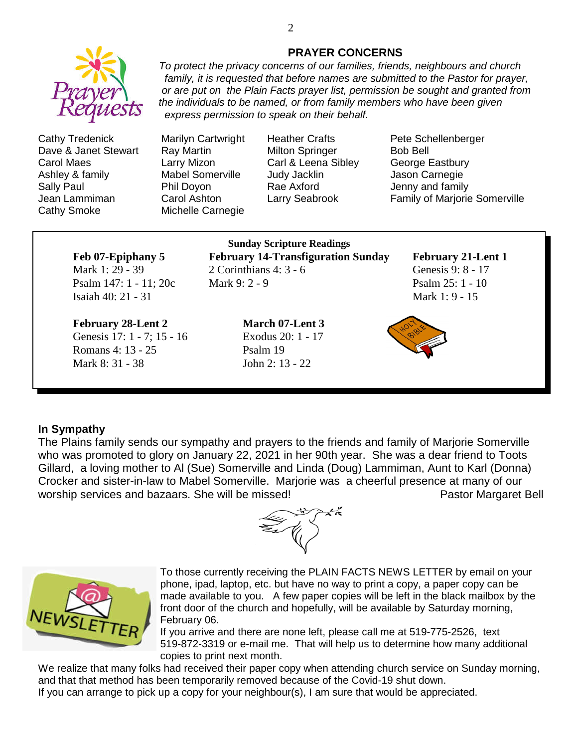## PRAYER CONCERNS

*To protect the privacy concerns of our families, friends, neighbours and church family, it is requested that before names are submitted to the Pastor for prayer, or are put on the Plain Facts prayer list, permission be sought and granted from the individuals to be named, or from family members who have been given express permission to speak on their behalf.*

| | | | |
|---|---|---|---|
| Cathy Tredenick | Marilyn Cartwright | Heather Crafts | Pete Schellenberger |
| Dave & Janet Stewart | Ray Martin | Milton Springer | Bob Bell |
| Carol Maes | Larry Mizon | Carl & Leena Sibley | George Eastbury |
| Ashley & family | Mabel Somerville | Judy Jacklin | Jason Carnegie |
| Sally Paul | Phil Doyon | Rae Axford | Jenny and family |
| Jean Lammiman | Carol Ashton | Larry Seabrook | Family of Marjorie Somerville |
| Cathy Smoke | Michelle Carnegie | | |

**Sunday Scripture Readings**

**Feb 07-Epiphany 5**
Mark 1: 29 - 39
Psalm 147: 1 - 11; 20c
Isaiah 40: 21 - 31

**February 14-Transfiguration Sunday**
2 Corinthians 4: 3 - 6
Mark 9: 2 - 9

**February 21-Lent 1**
Genesis 9: 8 - 17
Psalm 25: 1 - 10
Mark 1: 9 - 15

**February 28-Lent 2**
Genesis 17: 1 - 7; 15 - 16
Romans 4: 13 - 25
Mark 8: 31 - 38

**March 07-Lent 3**
Exodus 20: 1 - 17
Psalm 19
John 2: 13 - 22

### In Sympathy

The Plains family sends our sympathy and prayers to the friends and family of Marjorie Somerville who was promoted to glory on January 22, 2021 in her 90th year. She was a dear friend to Toots Gillard, a loving mother to Al (Sue) Somerville and Linda (Doug) Lammiman, Aunt to Karl (Donna) Crocker and sister-in-law to Mabel Somerville. Marjorie was a cheerful presence at many of our worship services and bazaars. She will be missed!

Pastor Margaret Bell

To those currently receiving the PLAIN FACTS NEWS LETTER by email on your phone, ipad, laptop, etc. but have no way to print a copy, a paper copy can be made available to you. A few paper copies will be left in the black mailbox by the front door of the church and hopefully, will be available by Saturday morning, February 06.

If you arrive and there are none left, please call me at 519-775-2526, text 519-872-3319 or e-mail me. That will help us to determine how many additional copies to print next month.

We realize that many folks had received their paper copy when attending church service on Sunday morning, and that that method has been temporarily removed because of the Covid-19 shut down.

If you can arrange to pick up a copy for your neighbour(s), I am sure that would be appreciated.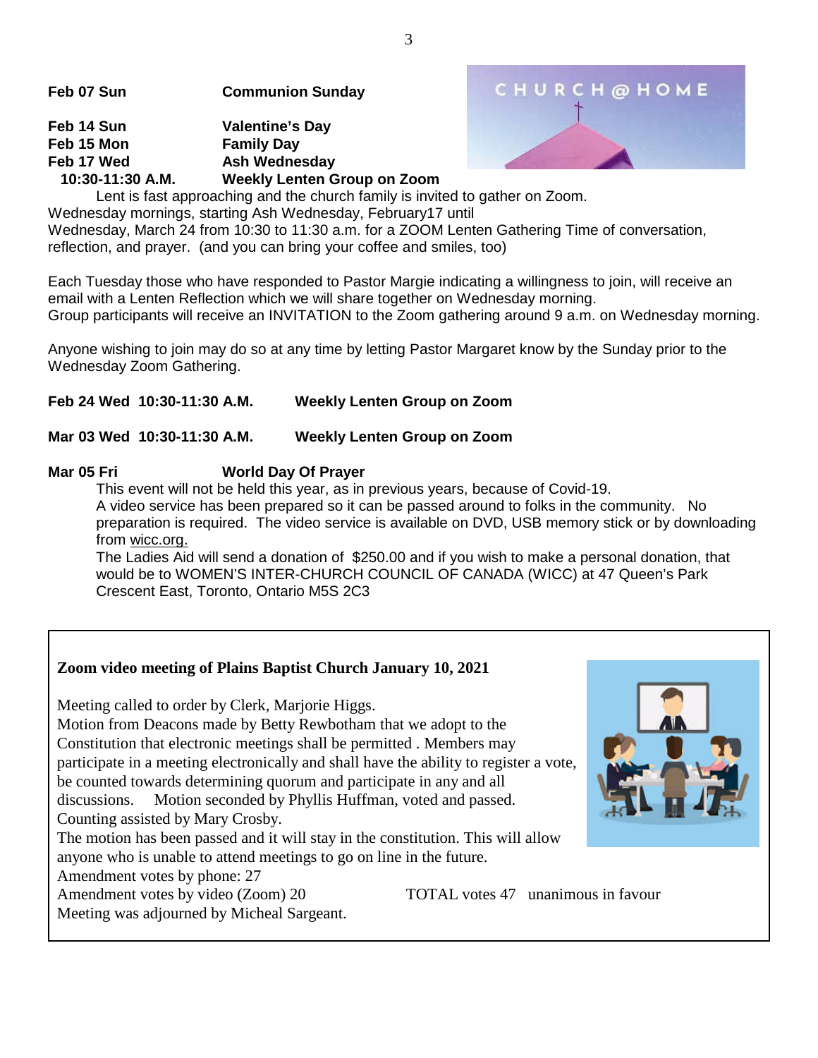**Feb 07 Sun** **Communion Sunday**

**Feb 14 Sun** **Valentine's Day**
**Feb 15 Mon** **Family Day**
**Feb 17 Wed** **Ash Wednesday**
**10:30-11:30 A.M.** **Weekly Lenten Group on Zoom**

Lent is fast approaching and the church family is invited to gather on Zoom. Wednesday mornings, starting Ash Wednesday, February17 until Wednesday, March 24 from 10:30 to 11:30 a.m. for a ZOOM Lenten Gathering Time of conversation, reflection, and prayer. (and you can bring your coffee and smiles, too)

Each Tuesday those who have responded to Pastor Margie indicating a willingness to join, will receive an email with a Lenten Reflection which we will share together on Wednesday morning.
Group participants will receive an INVITATION to the Zoom gathering around 9 a.m. on Wednesday morning.

Anyone wishing to join may do so at any time by letting Pastor Margaret know by the Sunday prior to the Wednesday Zoom Gathering.

**Feb 24 Wed 10:30-11:30 A.M.** **Weekly Lenten Group on Zoom**

**Mar 03 Wed 10:30-11:30 A.M.** **Weekly Lenten Group on Zoom**

**Mar 05 Fri** **World Day Of Prayer**

This event will not be held this year, as in previous years, because of Covid-19.
A video service has been prepared so it can be passed around to folks in the community. No preparation is required. The video service is available on DVD, USB memory stick or by downloading from wicc.org.
The Ladies Aid will send a donation of $250.00 and if you wish to make a personal donation, that would be to WOMEN'S INTER-CHURCH COUNCIL OF CANADA (WICC) at 47 Queen's Park Crescent East, Toronto, Ontario M5S 2C3

**Zoom video meeting of Plains Baptist Church January 10, 2021**

Meeting called to order by Clerk, Marjorie Higgs.
Motion from Deacons made by Betty Rewbotham that we adopt to the Constitution that electronic meetings shall be permitted . Members may participate in a meeting electronically and shall have the ability to register a vote, be counted towards determining quorum and participate in any and all discussions. Motion seconded by Phyllis Huffman, voted and passed.
Counting assisted by Mary Crosby.
The motion has been passed and it will stay in the constitution. This will allow anyone who is unable to attend meetings to go on line in the future.
Amendment votes by phone: 27
Amendment votes by video (Zoom) 20 TOTAL votes 47 unanimous in favour
Meeting was adjourned by Micheal Sargeant.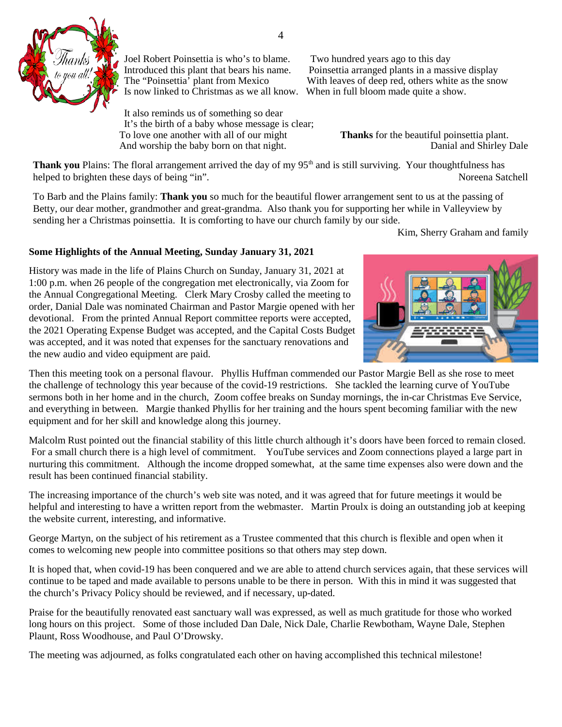Joel Robert Poinsettia is who's to blame.
Introduced this plant that bears his name.
The "Poinsettia' plant from Mexico
Is now linked to Christmas as we all know.

Two hundred years ago to this day
Poinsettia arranged plants in a massive display
With leaves of deep red, others white as the snow
When in full bloom made quite a show.

It also reminds us of something so dear
It's the birth of a baby whose message is clear;
To love one another with all of our might
And worship the baby born on that night.

**Thanks** for the beautiful poinsettia plant.
Danial and Shirley Dale

**Thank you** Plains: The floral arrangement arrived the day of my 95th and is still surviving. Your thoughtfulness has helped to brighten these days of being "in".
Noreena Satchell

To Barb and the Plains family: **Thank you** so much for the beautiful flower arrangement sent to us at the passing of Betty, our dear mother, grandmother and great-grandma. Also thank you for supporting her while in Valleyview by sending her a Christmas poinsettia. It is comforting to have our church family by our side.
Kim, Sherry Graham and family

**Some Highlights of the Annual Meeting, Sunday January 31, 2021**

History was made in the life of Plains Church on Sunday, January 31, 2021 at 1:00 p.m. when 26 people of the congregation met electronically, via Zoom for the Annual Congregational Meeting. Clerk Mary Crosby called the meeting to order, Danial Dale was nominated Chairman and Pastor Margie opened with her devotional. From the printed Annual Report committee reports were accepted, the 2021 Operating Expense Budget was accepted, and the Capital Costs Budget was accepted, and it was noted that expenses for the sanctuary renovations and the new audio and video equipment are paid.

Then this meeting took on a personal flavour. Phyllis Huffman commended our Pastor Margie Bell as she rose to meet the challenge of technology this year because of the covid-19 restrictions. She tackled the learning curve of YouTube sermons both in her home and in the church, Zoom coffee breaks on Sunday mornings, the in-car Christmas Eve Service, and everything in between. Margie thanked Phyllis for her training and the hours spent becoming familiar with the new equipment and for her skill and knowledge along this journey.

Malcolm Rust pointed out the financial stability of this little church although it's doors have been forced to remain closed. For a small church there is a high level of commitment. YouTube services and Zoom connections played a large part in nurturing this commitment. Although the income dropped somewhat, at the same time expenses also were down and the result has been continued financial stability.

The increasing importance of the church's web site was noted, and it was agreed that for future meetings it would be helpful and interesting to have a written report from the webmaster. Martin Proulx is doing an outstanding job at keeping the website current, interesting, and informative.

George Martyn, on the subject of his retirement as a Trustee commented that this church is flexible and open when it comes to welcoming new people into committee positions so that others may step down.

It is hoped that, when covid-19 has been conquered and we are able to attend church services again, that these services will continue to be taped and made available to persons unable to be there in person. With this in mind it was suggested that the church's Privacy Policy should be reviewed, and if necessary, up-dated.

Praise for the beautifully renovated east sanctuary wall was expressed, as well as much gratitude for those who worked long hours on this project. Some of those included Dan Dale, Nick Dale, Charlie Rewbotham, Wayne Dale, Stephen Plaunt, Ross Woodhouse, and Paul O'Drowsky.

The meeting was adjourned, as folks congratulated each other on having accomplished this technical milestone!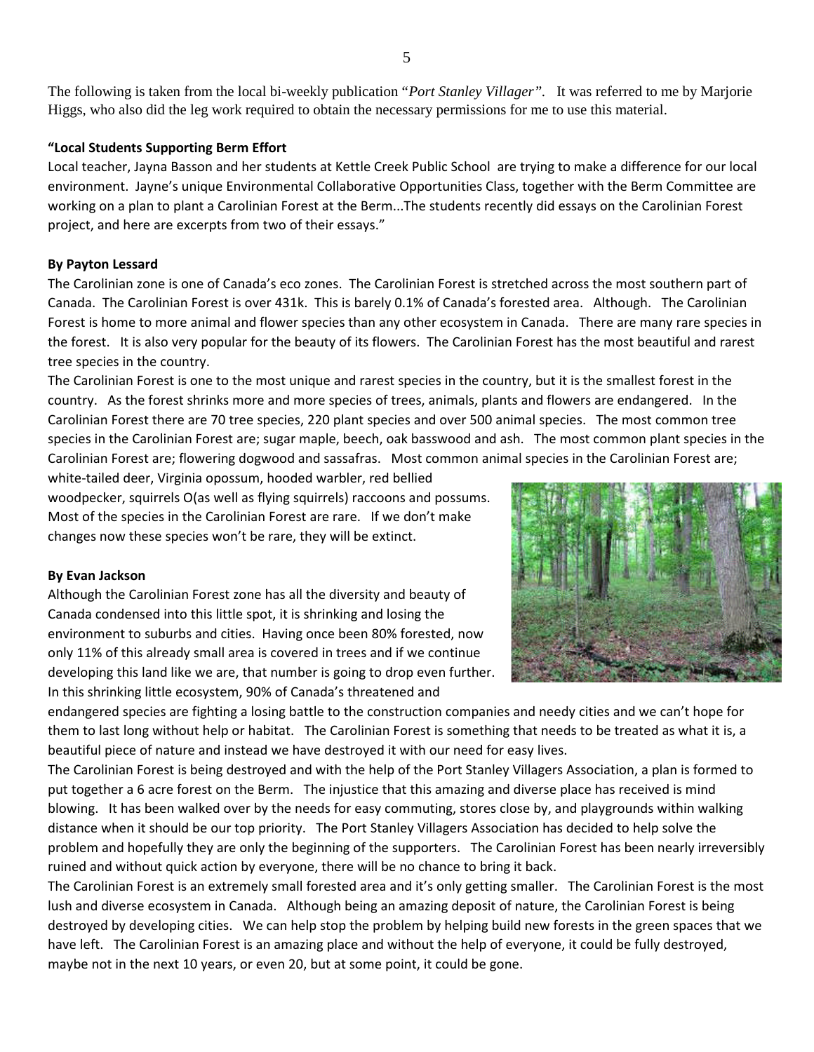The following is taken from the local bi-weekly publication "*Port Stanley Villager".* It was referred to me by Marjorie Higgs, who also did the leg work required to obtain the necessary permissions for me to use this material.

**"Local Students Supporting Berm Effort**

Local teacher, Jayna Basson and her students at Kettle Creek Public School are trying to make a difference for our local environment. Jayne's unique Environmental Collaborative Opportunities Class, together with the Berm Committee are working on a plan to plant a Carolinian Forest at the Berm...The students recently did essays on the Carolinian Forest project, and here are excerpts from two of their essays."

**By Payton Lessard**

The Carolinian zone is one of Canada's eco zones. The Carolinian Forest is stretched across the most southern part of Canada. The Carolinian Forest is over 431k. This is barely 0.1% of Canada's forested area. Although. The Carolinian Forest is home to more animal and flower species than any other ecosystem in Canada. There are many rare species in the forest. It is also very popular for the beauty of its flowers. The Carolinian Forest has the most beautiful and rarest tree species in the country.

The Carolinian Forest is one to the most unique and rarest species in the country, but it is the smallest forest in the country. As the forest shrinks more and more species of trees, animals, plants and flowers are endangered. In the Carolinian Forest there are 70 tree species, 220 plant species and over 500 animal species. The most common tree species in the Carolinian Forest are; sugar maple, beech, oak basswood and ash. The most common plant species in the Carolinian Forest are; flowering dogwood and sassafras. Most common animal species in the Carolinian Forest are; white-tailed deer, Virginia opossum, hooded warbler, red bellied woodpecker, squirrels O(as well as flying squirrels) raccoons and possums. Most of the species in the Carolinian Forest are rare. If we don't make changes now these species won't be rare, they will be extinct.

**By Evan Jackson**

Although the Carolinian Forest zone has all the diversity and beauty of Canada condensed into this little spot, it is shrinking and losing the environment to suburbs and cities. Having once been 80% forested, now only 11% of this already small area is covered in trees and if we continue developing this land like we are, that number is going to drop even further. In this shrinking little ecosystem, 90% of Canada's threatened and endangered species are fighting a losing battle to the construction companies and needy cities and we can't hope for them to last long without help or habitat. The Carolinian Forest is something that needs to be treated as what it is, a beautiful piece of nature and instead we have destroyed it with our need for easy lives.

The Carolinian Forest is being destroyed and with the help of the Port Stanley Villagers Association, a plan is formed to put together a 6 acre forest on the Berm. The injustice that this amazing and diverse place has received is mind blowing. It has been walked over by the needs for easy commuting, stores close by, and playgrounds within walking distance when it should be our top priority. The Port Stanley Villagers Association has decided to help solve the problem and hopefully they are only the beginning of the supporters. The Carolinian Forest has been nearly irreversibly ruined and without quick action by everyone, there will be no chance to bring it back.

The Carolinian Forest is an extremely small forested area and it's only getting smaller. The Carolinian Forest is the most lush and diverse ecosystem in Canada. Although being an amazing deposit of nature, the Carolinian Forest is being destroyed by developing cities. We can help stop the problem by helping build new forests in the green spaces that we have left. The Carolinian Forest is an amazing place and without the help of everyone, it could be fully destroyed, maybe not in the next 10 years, or even 20, but at some point, it could be gone.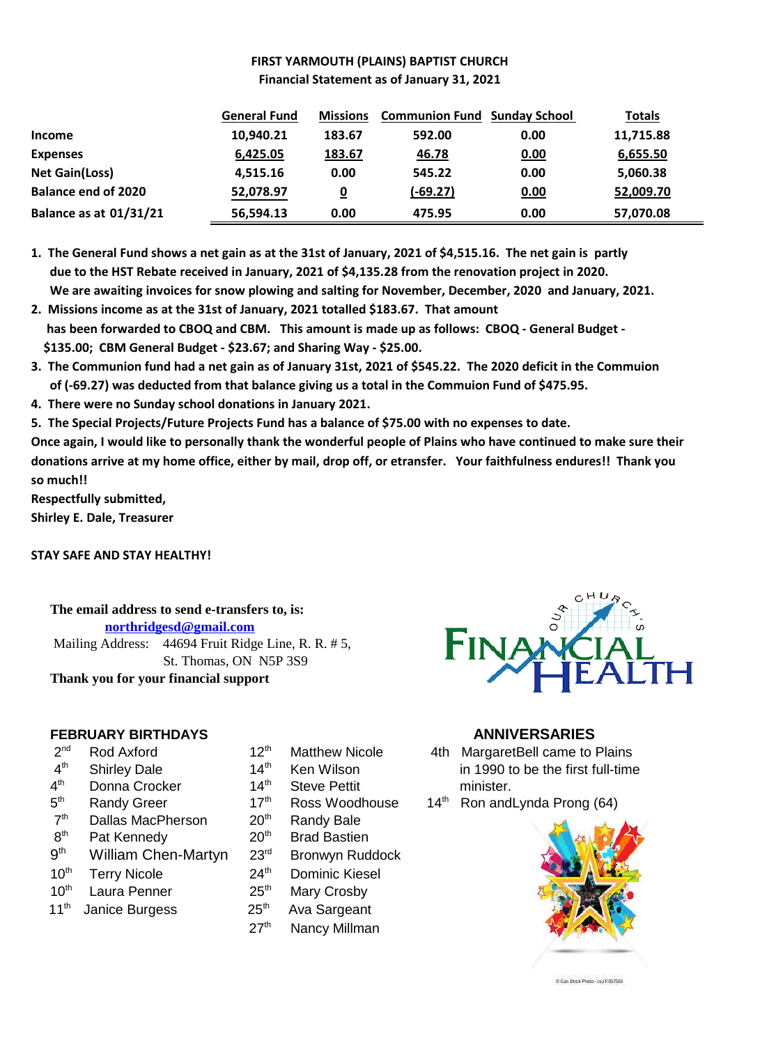# FIRST YARMOUTH (PLAINS) BAPTIST CHURCH

## Financial Statement as of January 31, 2021

| | General Fund | Missions | Communion Fund | Sunday School | Totals |
|---|---|---|---|---|---|
| **Income** | 10,940.21 | 183.67 | 592.00 | 0.00 | 11,715.88 |
| **Expenses** | 6,425.05 | 183.67 | 46.78 | 0.00 | 6,655.50 |
| **Net Gain(Loss)** | 4,515.16 | 0.00 | 545.22 | 0.00 | 5,060.38 |
| **Balance end of 2020** | 52,078.97 | 0 | (-69.27) | 0.00 | 52,009.70 |
| **Balance as at 01/31/21** | 56,594.13 | 0.00 | 475.95 | 0.00 | 57,070.08 |

1. **The General Fund shows a net gain as at the 31st of January, 2021 of $4,515.16. The net gain is partly due to the HST Rebate received in January, 2021 of $4,135.28 from the renovation project in 2020. We are awaiting invoices for snow plowing and salting for November, December, 2020 and January, 2021.**
2. **Missions income as at the 31st of January, 2021 totalled $183.67. That amount has been forwarded to CBOQ and CBM. This amount is made up as follows: CBOQ - General Budget - $135.00; CBM General Budget - $23.67; and Sharing Way - $25.00.**
3. **The Communion fund had a net gain as of January 31st, 2021 of $545.22. The 2020 deficit in the Commuion of (-69.27) was deducted from that balance giving us a total in the Commuion Fund of $475.95.**
4. **There were no Sunday school donations in January 2021.**
5. **The Special Projects/Future Projects Fund has a balance of $75.00 with no expenses to date.**

**Once again, I would like to personally thank the wonderful people of Plains who have continued to make sure their donations arrive at my home office, either by mail, drop off, or etransfer. Your faithfulness endures!! Thank you so much!!**

**Respectfully submitted,**
**Shirley E. Dale, Treasurer**

**STAY SAFE AND STAY HEALTHY!**

**The email address to send e-transfers to, is:**
**northridgesd@gmail.com**
Mailing Address: 44694 Fruit Ridge Line, R. R. # 5,
St. Thomas, ON N5P 3S9
**Thank you for your financial support**

OUR CHURCH'S FINANCIAL HEALTH

## FEBRUARY BIRTHDAYS

- 2nd Rod Axford
- 4th Shirley Dale
- 4th Donna Crocker
- 5th Randy Greer
- 7th Dallas MacPherson
- 8th Pat Kennedy
- 9th William Chen-Martyn
- 10th Terry Nicole
- 10th Laura Penner
- 11th Janice Burgess
- 12th Matthew Nicole
- 14th Ken Wilson
- 14th Steve Pettit
- 17th Ross Woodhouse
- 20th Randy Bale
- 20th Brad Bastien
- 23rd Bronwyn Ruddock
- 24th Dominic Kiesel
- 25th Mary Crosby
- 25th Ava Sargeant
- 27th Nancy Millman

## ANNIVERSARIES

- 4th MargaretBell came to Plains in 1990 to be the first full-time minister.
- 14th Ron andLynda Prong (64)

© Can Stock Photo - csp11857569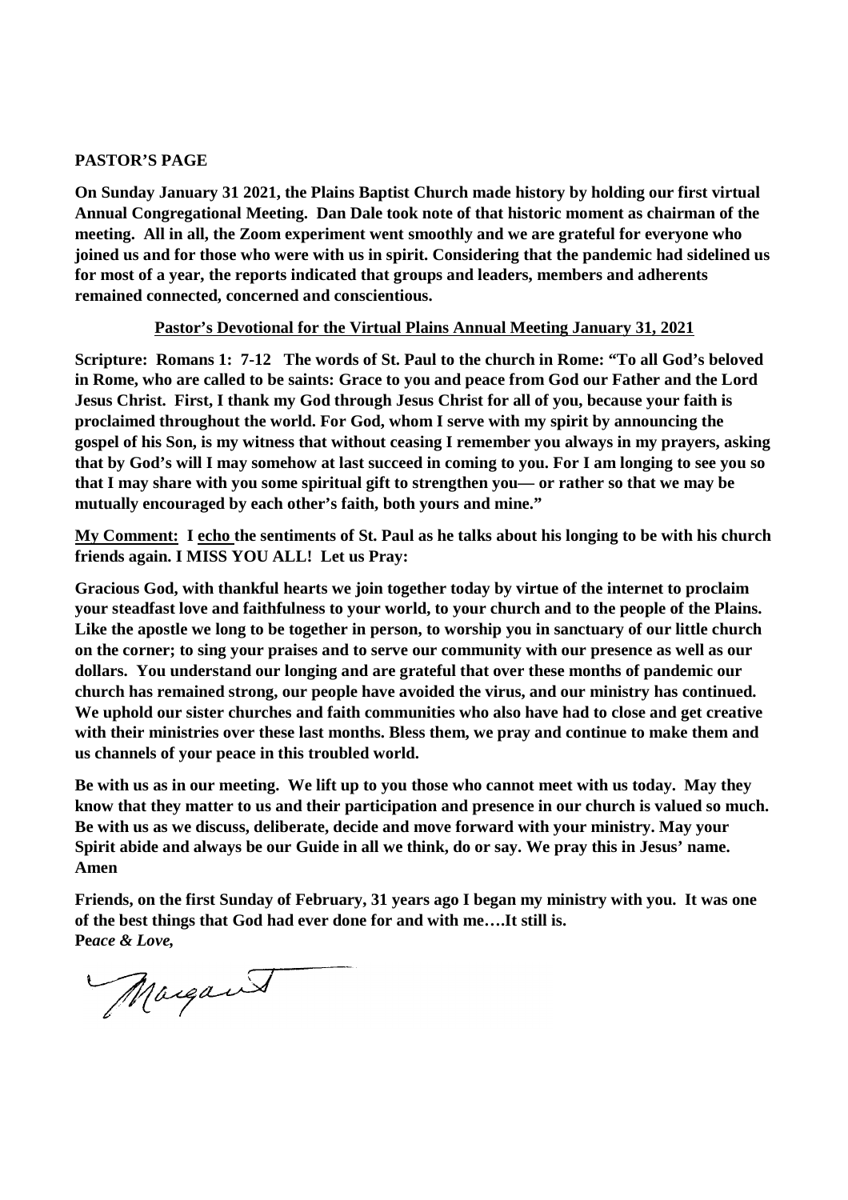**PASTOR'S PAGE**

**On Sunday January 31 2021, the Plains Baptist Church made history by holding our first virtual Annual Congregational Meeting. Dan Dale took note of that historic moment as chairman of the meeting. All in all, the Zoom experiment went smoothly and we are grateful for everyone who joined us and for those who were with us in spirit. Considering that the pandemic had sidelined us for most of a year, the reports indicated that groups and leaders, members and adherents remained connected, concerned and conscientious.**

**<u>Pastor's Devotional for the Virtual Plains Annual Meeting January 31, 2021</u>**

**Scripture: Romans 1: 7-12 The words of St. Paul to the church in Rome: "To all God's beloved in Rome, who are called to be saints: Grace to you and peace from God our Father and the Lord Jesus Christ. First, I thank my God through Jesus Christ for all of you, because your faith is proclaimed throughout the world. For God, whom I serve with my spirit by announcing the gospel of his Son, is my witness that without ceasing I remember you always in my prayers, asking that by God's will I may somehow at last succeed in coming to you. For I am longing to see you so that I may share with you some spiritual gift to strengthen you— or rather so that we may be mutually encouraged by each other's faith, both yours and mine."**

**<u>My Comment:</u> I <u>echo</u> the sentiments of St. Paul as he talks about his longing to be with his church friends again. I MISS YOU ALL! Let us Pray:**

**Gracious God, with thankful hearts we join together today by virtue of the internet to proclaim your steadfast love and faithfulness to your world, to your church and to the people of the Plains. Like the apostle we long to be together in person, to worship you in sanctuary of our little church on the corner; to sing your praises and to serve our community with our presence as well as our dollars. You understand our longing and are grateful that over these months of pandemic our church has remained strong, our people have avoided the virus, and our ministry has continued. We uphold our sister churches and faith communities who also have had to close and get creative with their ministries over these last months. Bless them, we pray and continue to make them and us channels of your peace in this troubled world.**

**Be with us as in our meeting. We lift up to you those who cannot meet with us today. May they know that they matter to us and their participation and presence in our church is valued so much. Be with us as we discuss, deliberate, decide and move forward with your ministry. May your Spirit abide and always be our Guide in all we think, do or say. We pray this in Jesus' name. Amen**

**Friends, on the first Sunday of February, 31 years ago I began my ministry with you. It was one of the best things that God had ever done for and with me….It still is.**
**P*eace & Love,***

Margaret